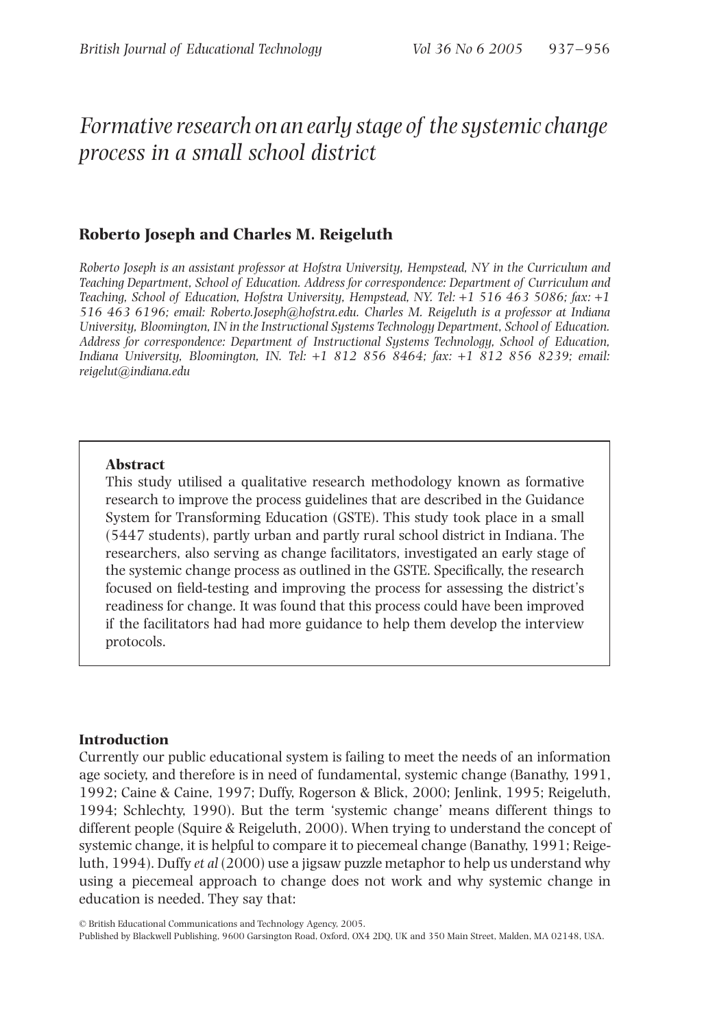# *Formative research on an early stage of the systemic change process in a small school district*

**Roberto Joseph and Charles M. Reigeluth**

*Roberto Joseph is an assistant professor at Hofstra University, Hempstead, NY in the Curriculum and Teaching Department, School of Education. Address for correspondence: Department of Curriculum and Teaching, School of Education, Hofstra University, Hempstead, NY. Tel: +1 516 463 5086; fax: +1 516 463 6196; email: Roberto.Joseph@hofstra.edu. Charles M. Reigeluth is a professor at Indiana University, Bloomington, IN in the Instructional Systems Technology Department, School of Education. Address for correspondence: Department of Instructional Systems Technology, School of Education, Indiana University, Bloomington, IN. Tel: +1 812 856 8464; fax: +1 812 856 8239; email: reigelut@indiana.edu*

**Abstract**

This study utilised a qualitative research methodology known as formative research to improve the process guidelines that are described in the Guidance System for Transforming Education (GSTE). This study took place in a small (5447 students), partly urban and partly rural school district in Indiana. The researchers, also serving as change facilitators, investigated an early stage of the systemic change process as outlined in the GSTE. Specifically, the research focused on field-testing and improving the process for assessing the district's readiness for change. It was found that this process could have been improved if the facilitators had had more guidance to help them develop the interview protocols.

## Introduction

Currently our public educational system is failing to meet the needs of an information age society, and therefore is in need of fundamental, systemic change (Banathy, 1991, 1992; Caine & Caine, 1997; Duffy, Rogerson & Blick, 2000; Jenlink, 1995; Reigeluth, 1994; Schlechty, 1990). But the term 'systemic change' means different things to different people (Squire & Reigeluth, 2000). When trying to understand the concept of systemic change, it is helpful to compare it to piecemeal change (Banathy, 1991; Reigeluth, 1994). Duffy *et al* (2000) use a jigsaw puzzle metaphor to help us understand why using a piecemeal approach to change does not work and why systemic change in education is needed. They say that:

© British Educational Communications and Technology Agency, 2005.
Published by Blackwell Publishing, 9600 Garsington Road, Oxford, OX4 2DQ, UK and 350 Main Street, Malden, MA 02148, USA.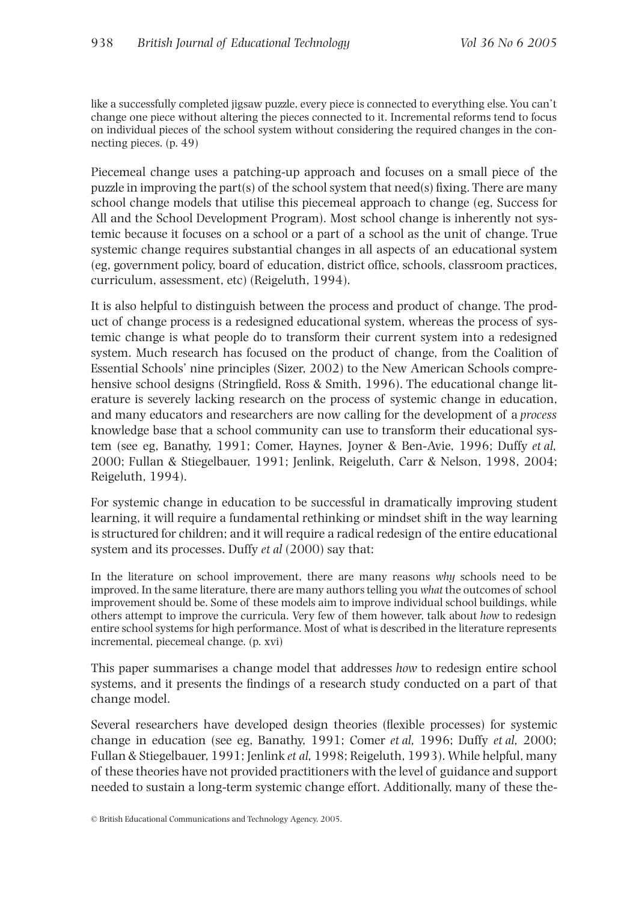like a successfully completed jigsaw puzzle, every piece is connected to everything else. You can't change one piece without altering the pieces connected to it. Incremental reforms tend to focus on individual pieces of the school system without considering the required changes in the connecting pieces. (p. 49)

Piecemeal change uses a patching-up approach and focuses on a small piece of the puzzle in improving the part(s) of the school system that need(s) fixing. There are many school change models that utilise this piecemeal approach to change (eg, Success for All and the School Development Program). Most school change is inherently not systemic because it focuses on a school or a part of a school as the unit of change. True systemic change requires substantial changes in all aspects of an educational system (eg, government policy, board of education, district office, schools, classroom practices, curriculum, assessment, etc) (Reigeluth, 1994).

It is also helpful to distinguish between the process and product of change. The product of change process is a redesigned educational system, whereas the process of systemic change is what people do to transform their current system into a redesigned system. Much research has focused on the product of change, from the Coalition of Essential Schools' nine principles (Sizer, 2002) to the New American Schools comprehensive school designs (Stringfield, Ross & Smith, 1996). The educational change literature is severely lacking research on the process of systemic change in education, and many educators and researchers are now calling for the development of a *process* knowledge base that a school community can use to transform their educational system (see eg, Banathy, 1991; Comer, Haynes, Joyner & Ben-Avie, 1996; Duffy *et al*, 2000; Fullan & Stiegelbauer, 1991; Jenlink, Reigeluth, Carr & Nelson, 1998, 2004; Reigeluth, 1994).

For systemic change in education to be successful in dramatically improving student learning, it will require a fundamental rethinking or mindset shift in the way learning is structured for children; and it will require a radical redesign of the entire educational system and its processes. Duffy *et al* (2000) say that:

> In the literature on school improvement, there are many reasons *why* schools need to be improved. In the same literature, there are many authors telling you *what* the outcomes of school improvement should be. Some of these models aim to improve individual school buildings, while others attempt to improve the curricula. Very few of them however, talk about *how* to redesign entire school systems for high performance. Most of what is described in the literature represents incremental, piecemeal change. (p. xvi)

This paper summarises a change model that addresses *how* to redesign entire school systems, and it presents the findings of a research study conducted on a part of that change model.

Several researchers have developed design theories (flexible processes) for systemic change in education (see eg, Banathy, 1991; Comer *et al*, 1996; Duffy *et al*, 2000; Fullan & Stiegelbauer, 1991; Jenlink *et al*, 1998; Reigeluth, 1993). While helpful, many of these theories have not provided practitioners with the level of guidance and support needed to sustain a long-term systemic change effort. Additionally, many of these the-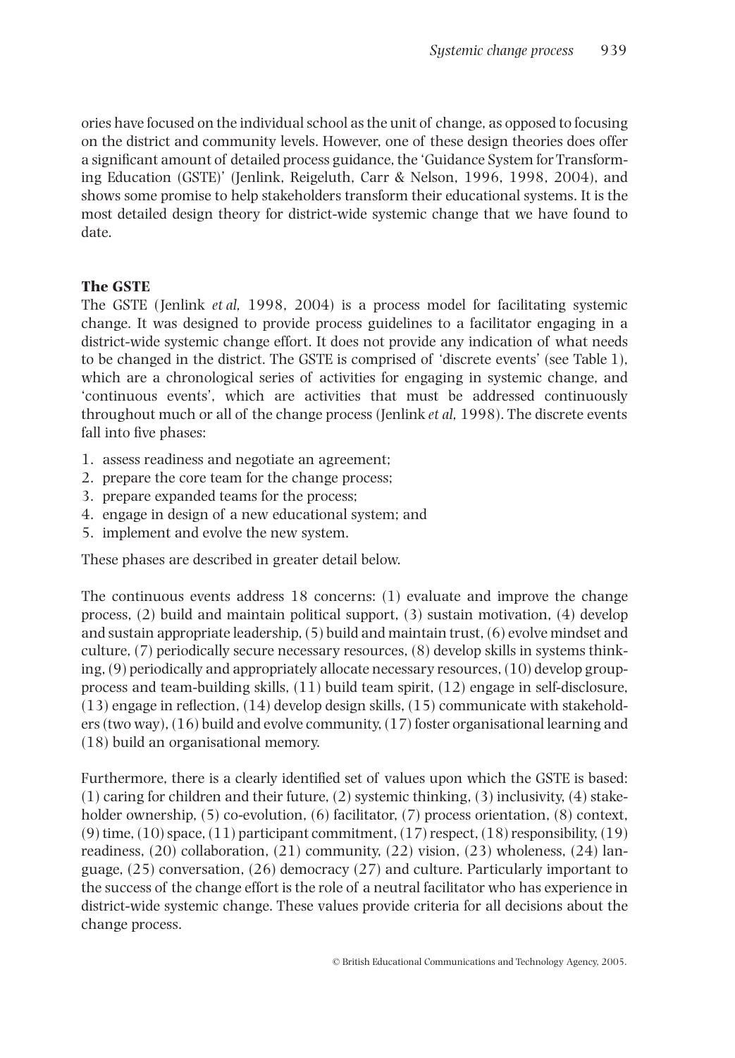ories have focused on the individual school as the unit of change, as opposed to focusing on the district and community levels. However, one of these design theories does offer a significant amount of detailed process guidance, the 'Guidance System for Transforming Education (GSTE)' (Jenlink, Reigeluth, Carr & Nelson, 1996, 1998, 2004), and shows some promise to help stakeholders transform their educational systems. It is the most detailed design theory for district-wide systemic change that we have found to date.

### The GSTE

The GSTE (Jenlink *et al*, 1998, 2004) is a process model for facilitating systemic change. It was designed to provide process guidelines to a facilitator engaging in a district-wide systemic change effort. It does not provide any indication of what needs to be changed in the district. The GSTE is comprised of 'discrete events' (see Table 1), which are a chronological series of activities for engaging in systemic change, and 'continuous events', which are activities that must be addressed continuously throughout much or all of the change process (Jenlink *et al*, 1998). The discrete events fall into five phases:

1. assess readiness and negotiate an agreement;
2. prepare the core team for the change process;
3. prepare expanded teams for the process;
4. engage in design of a new educational system; and
5. implement and evolve the new system.

These phases are described in greater detail below.

The continuous events address 18 concerns: (1) evaluate and improve the change process, (2) build and maintain political support, (3) sustain motivation, (4) develop and sustain appropriate leadership, (5) build and maintain trust, (6) evolve mindset and culture, (7) periodically secure necessary resources, (8) develop skills in systems thinking, (9) periodically and appropriately allocate necessary resources, (10) develop group-process and team-building skills, (11) build team spirit, (12) engage in self-disclosure, (13) engage in reflection, (14) develop design skills, (15) communicate with stakeholders (two way), (16) build and evolve community, (17) foster organisational learning and (18) build an organisational memory.

Furthermore, there is a clearly identified set of values upon which the GSTE is based: (1) caring for children and their future, (2) systemic thinking, (3) inclusivity, (4) stakeholder ownership, (5) co-evolution, (6) facilitator, (7) process orientation, (8) context, (9) time, (10) space, (11) participant commitment, (17) respect, (18) responsibility, (19) readiness, (20) collaboration, (21) community, (22) vision, (23) wholeness, (24) language, (25) conversation, (26) democracy (27) and culture. Particularly important to the success of the change effort is the role of a neutral facilitator who has experience in district-wide systemic change. These values provide criteria for all decisions about the change process.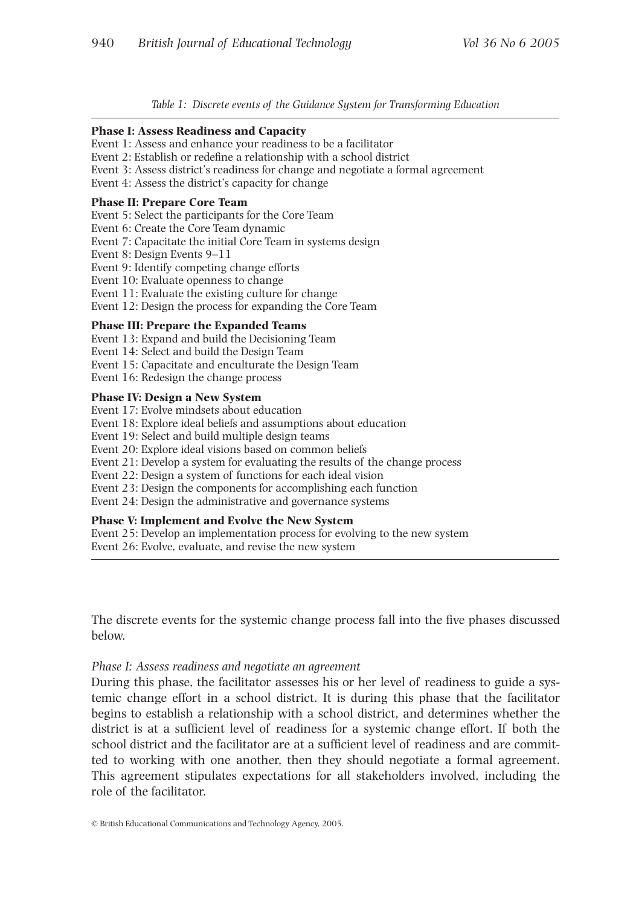*Table 1: Discrete events of the Guidance System for Transforming Education*

**Phase I: Assess Readiness and Capacity**

Event 1: Assess and enhance your readiness to be a facilitator
Event 2: Establish or redefine a relationship with a school district
Event 3: Assess district's readiness for change and negotiate a formal agreement
Event 4: Assess the district's capacity for change

**Phase II: Prepare Core Team**

Event 5: Select the participants for the Core Team
Event 6: Create the Core Team dynamic
Event 7: Capacitate the initial Core Team in systems design
Event 8: Design Events 9–11
Event 9: Identify competing change efforts
Event 10: Evaluate openness to change
Event 11: Evaluate the existing culture for change
Event 12: Design the process for expanding the Core Team

**Phase III: Prepare the Expanded Teams**

Event 13: Expand and build the Decisioning Team
Event 14: Select and build the Design Team
Event 15: Capacitate and enculturate the Design Team
Event 16: Redesign the change process

**Phase IV: Design a New System**

Event 17: Evolve mindsets about education
Event 18: Explore ideal beliefs and assumptions about education
Event 19: Select and build multiple design teams
Event 20: Explore ideal visions based on common beliefs
Event 21: Develop a system for evaluating the results of the change process
Event 22: Design a system of functions for each ideal vision
Event 23: Design the components for accomplishing each function
Event 24: Design the administrative and governance systems

**Phase V: Implement and Evolve the New System**

Event 25: Develop an implementation process for evolving to the new system
Event 26: Evolve, evaluate, and revise the new system

The discrete events for the systemic change process fall into the five phases discussed below.

*Phase I: Assess readiness and negotiate an agreement*

During this phase, the facilitator assesses his or her level of readiness to guide a systemic change effort in a school district. It is during this phase that the facilitator begins to establish a relationship with a school district, and determines whether the district is at a sufficient level of readiness for a systemic change effort. If both the school district and the facilitator are at a sufficient level of readiness and are committed to working with one another, then they should negotiate a formal agreement. This agreement stipulates expectations for all stakeholders involved, including the role of the facilitator.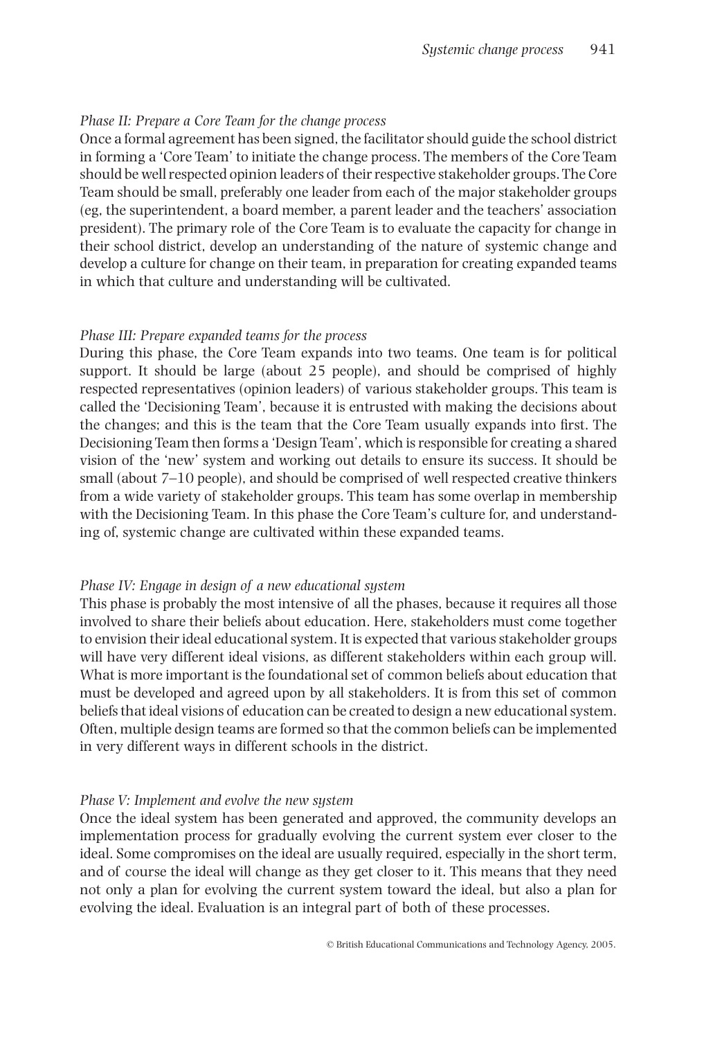*Phase II: Prepare a Core Team for the change process*

Once a formal agreement has been signed, the facilitator should guide the school district in forming a 'Core Team' to initiate the change process. The members of the Core Team should be well respected opinion leaders of their respective stakeholder groups. The Core Team should be small, preferably one leader from each of the major stakeholder groups (eg, the superintendent, a board member, a parent leader and the teachers' association president). The primary role of the Core Team is to evaluate the capacity for change in their school district, develop an understanding of the nature of systemic change and develop a culture for change on their team, in preparation for creating expanded teams in which that culture and understanding will be cultivated.

*Phase III: Prepare expanded teams for the process*

During this phase, the Core Team expands into two teams. One team is for political support. It should be large (about 25 people), and should be comprised of highly respected representatives (opinion leaders) of various stakeholder groups. This team is called the 'Decisioning Team', because it is entrusted with making the decisions about the changes; and this is the team that the Core Team usually expands into first. The Decisioning Team then forms a 'Design Team', which is responsible for creating a shared vision of the 'new' system and working out details to ensure its success. It should be small (about 7–10 people), and should be comprised of well respected creative thinkers from a wide variety of stakeholder groups. This team has some overlap in membership with the Decisioning Team. In this phase the Core Team's culture for, and understanding of, systemic change are cultivated within these expanded teams.

*Phase IV: Engage in design of a new educational system*

This phase is probably the most intensive of all the phases, because it requires all those involved to share their beliefs about education. Here, stakeholders must come together to envision their ideal educational system. It is expected that various stakeholder groups will have very different ideal visions, as different stakeholders within each group will. What is more important is the foundational set of common beliefs about education that must be developed and agreed upon by all stakeholders. It is from this set of common beliefs that ideal visions of education can be created to design a new educational system. Often, multiple design teams are formed so that the common beliefs can be implemented in very different ways in different schools in the district.

*Phase V: Implement and evolve the new system*

Once the ideal system has been generated and approved, the community develops an implementation process for gradually evolving the current system ever closer to the ideal. Some compromises on the ideal are usually required, especially in the short term, and of course the ideal will change as they get closer to it. This means that they need not only a plan for evolving the current system toward the ideal, but also a plan for evolving the ideal. Evaluation is an integral part of both of these processes.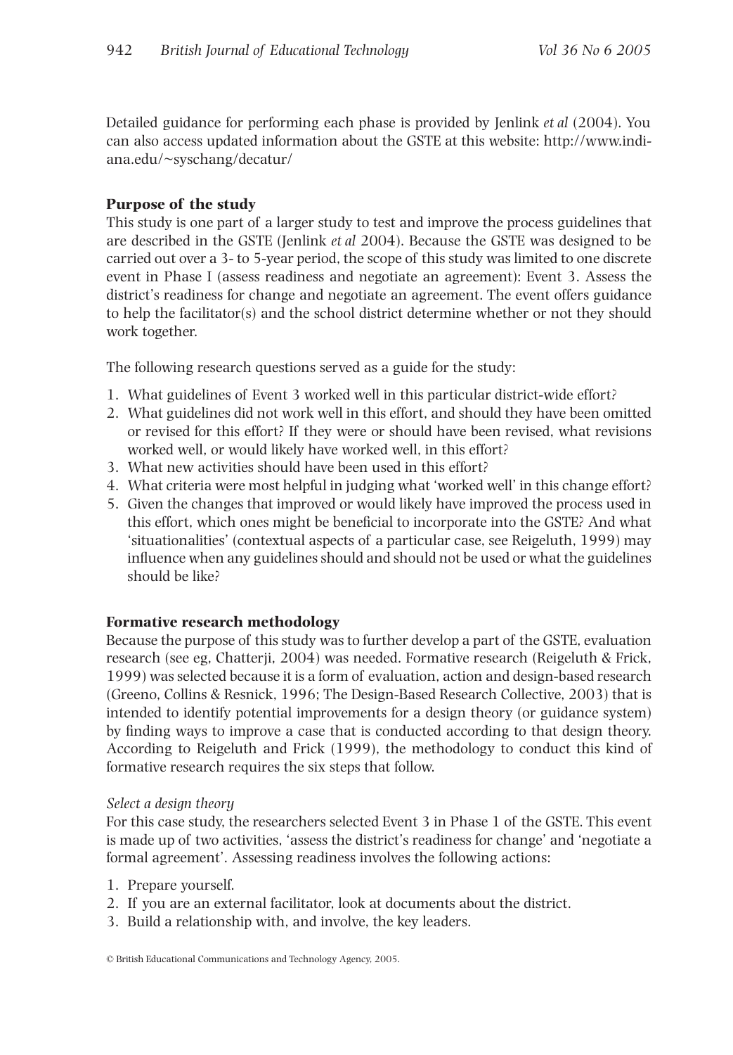Detailed guidance for performing each phase is provided by Jenlink *et al* (2004). You can also access updated information about the GSTE at this website: http://www.indiana.edu/~syschang/decatur/

**Purpose of the study**

This study is one part of a larger study to test and improve the process guidelines that are described in the GSTE (Jenlink *et al* 2004). Because the GSTE was designed to be carried out over a 3- to 5-year period, the scope of this study was limited to one discrete event in Phase I (assess readiness and negotiate an agreement): Event 3. Assess the district's readiness for change and negotiate an agreement. The event offers guidance to help the facilitator(s) and the school district determine whether or not they should work together.

The following research questions served as a guide for the study:

1. What guidelines of Event 3 worked well in this particular district-wide effort?
2. What guidelines did not work well in this effort, and should they have been omitted or revised for this effort? If they were or should have been revised, what revisions worked well, or would likely have worked well, in this effort?
3. What new activities should have been used in this effort?
4. What criteria were most helpful in judging what 'worked well' in this change effort?
5. Given the changes that improved or would likely have improved the process used in this effort, which ones might be beneficial to incorporate into the GSTE? And what 'situationalities' (contextual aspects of a particular case, see Reigeluth, 1999) may influence when any guidelines should and should not be used or what the guidelines should be like?

**Formative research methodology**

Because the purpose of this study was to further develop a part of the GSTE, evaluation research (see eg, Chatterji, 2004) was needed. Formative research (Reigeluth & Frick, 1999) was selected because it is a form of evaluation, action and design-based research (Greeno, Collins & Resnick, 1996; The Design-Based Research Collective, 2003) that is intended to identify potential improvements for a design theory (or guidance system) by finding ways to improve a case that is conducted according to that design theory. According to Reigeluth and Frick (1999), the methodology to conduct this kind of formative research requires the six steps that follow.

*Select a design theory*

For this case study, the researchers selected Event 3 in Phase 1 of the GSTE. This event is made up of two activities, 'assess the district's readiness for change' and 'negotiate a formal agreement'. Assessing readiness involves the following actions:

1. Prepare yourself.
2. If you are an external facilitator, look at documents about the district.
3. Build a relationship with, and involve, the key leaders.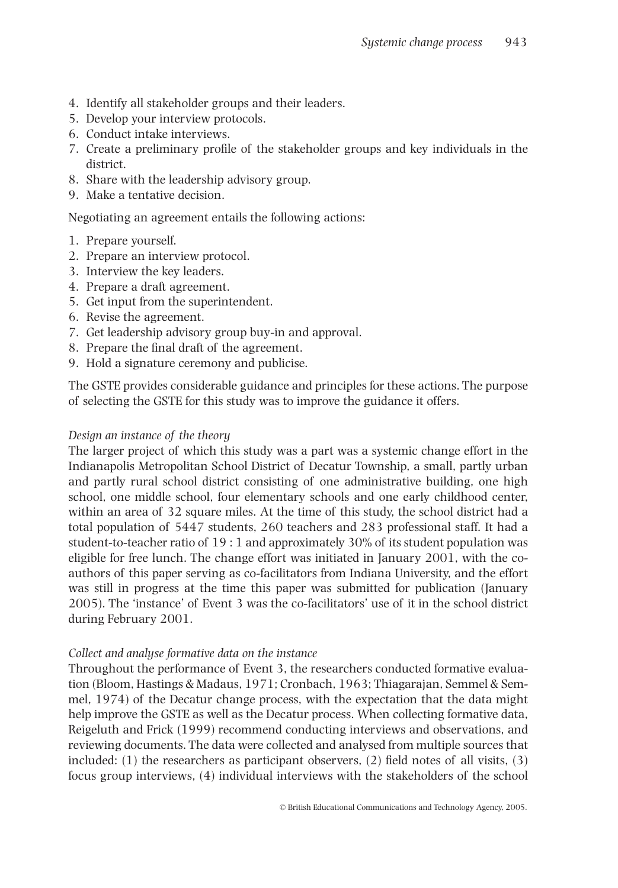4. Identify all stakeholder groups and their leaders.
5. Develop your interview protocols.
6. Conduct intake interviews.
7. Create a preliminary profile of the stakeholder groups and key individuals in the district.
8. Share with the leadership advisory group.
9. Make a tentative decision.

Negotiating an agreement entails the following actions:

1. Prepare yourself.
2. Prepare an interview protocol.
3. Interview the key leaders.
4. Prepare a draft agreement.
5. Get input from the superintendent.
6. Revise the agreement.
7. Get leadership advisory group buy-in and approval.
8. Prepare the final draft of the agreement.
9. Hold a signature ceremony and publicise.

The GSTE provides considerable guidance and principles for these actions. The purpose of selecting the GSTE for this study was to improve the guidance it offers.

*Design an instance of the theory*

The larger project of which this study was a part was a systemic change effort in the Indianapolis Metropolitan School District of Decatur Township, a small, partly urban and partly rural school district consisting of one administrative building, one high school, one middle school, four elementary schools and one early childhood center, within an area of 32 square miles. At the time of this study, the school district had a total population of 5447 students, 260 teachers and 283 professional staff. It had a student-to-teacher ratio of 19 : 1 and approximately 30% of its student population was eligible for free lunch. The change effort was initiated in January 2001, with the co-authors of this paper serving as co-facilitators from Indiana University, and the effort was still in progress at the time this paper was submitted for publication (January 2005). The 'instance' of Event 3 was the co-facilitators' use of it in the school district during February 2001.

*Collect and analyse formative data on the instance*

Throughout the performance of Event 3, the researchers conducted formative evaluation (Bloom, Hastings & Madaus, 1971; Cronbach, 1963; Thiagarajan, Semmel & Semmel, 1974) of the Decatur change process, with the expectation that the data might help improve the GSTE as well as the Decatur process. When collecting formative data, Reigeluth and Frick (1999) recommend conducting interviews and observations, and reviewing documents. The data were collected and analysed from multiple sources that included: (1) the researchers as participant observers, (2) field notes of all visits, (3) focus group interviews, (4) individual interviews with the stakeholders of the school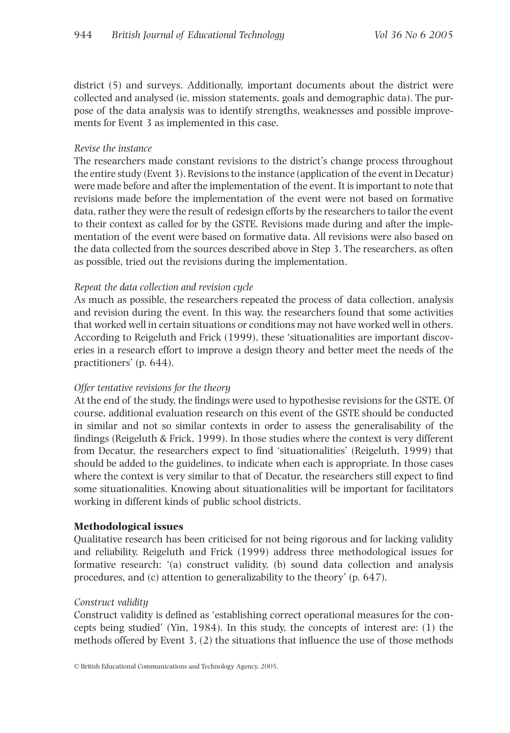district (5) and surveys. Additionally, important documents about the district were collected and analysed (ie, mission statements, goals and demographic data). The purpose of the data analysis was to identify strengths, weaknesses and possible improvements for Event 3 as implemented in this case.

*Revise the instance*

The researchers made constant revisions to the district's change process throughout the entire study (Event 3). Revisions to the instance (application of the event in Decatur) were made before and after the implementation of the event. It is important to note that revisions made before the implementation of the event were not based on formative data, rather they were the result of redesign efforts by the researchers to tailor the event to their context as called for by the GSTE. Revisions made during and after the implementation of the event were based on formative data. All revisions were also based on the data collected from the sources described above in Step 3. The researchers, as often as possible, tried out the revisions during the implementation.

*Repeat the data collection and revision cycle*

As much as possible, the researchers repeated the process of data collection, analysis and revision during the event. In this way, the researchers found that some activities that worked well in certain situations or conditions may not have worked well in others. According to Reigeluth and Frick (1999), these 'situationalities are important discoveries in a research effort to improve a design theory and better meet the needs of the practitioners' (p. 644).

*Offer tentative revisions for the theory*

At the end of the study, the findings were used to hypothesise revisions for the GSTE. Of course, additional evaluation research on this event of the GSTE should be conducted in similar and not so similar contexts in order to assess the generalisability of the findings (Reigeluth & Frick, 1999). In those studies where the context is very different from Decatur, the researchers expect to find 'situationalities' (Reigeluth, 1999) that should be added to the guidelines, to indicate when each is appropriate. In those cases where the context is very similar to that of Decatur, the researchers still expect to find some situationalities. Knowing about situationalities will be important for facilitators working in different kinds of public school districts.

## Methodological issues

Qualitative research has been criticised for not being rigorous and for lacking validity and reliability. Reigeluth and Frick (1999) address three methodological issues for formative research: '(a) construct validity, (b) sound data collection and analysis procedures, and (c) attention to generalizability to the theory' (p. 647).

*Construct validity*

Construct validity is defined as 'establishing correct operational measures for the concepts being studied' (Yin, 1984). In this study, the concepts of interest are: (1) the methods offered by Event 3, (2) the situations that influence the use of those methods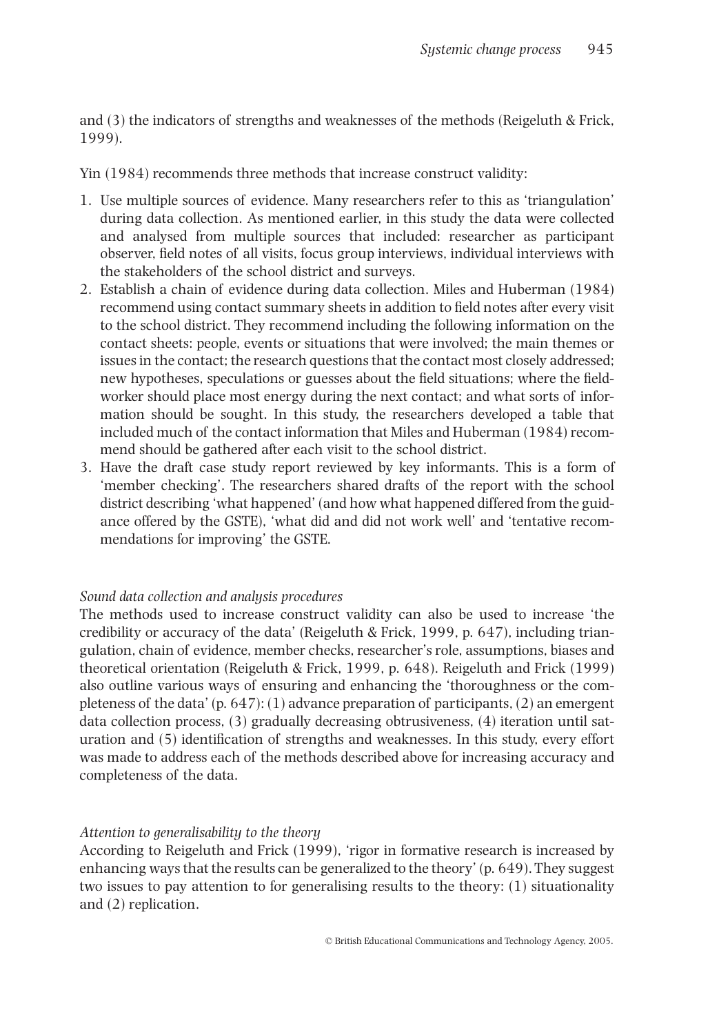and (3) the indicators of strengths and weaknesses of the methods (Reigeluth & Frick, 1999).

Yin (1984) recommends three methods that increase construct validity:

1. Use multiple sources of evidence. Many researchers refer to this as 'triangulation' during data collection. As mentioned earlier, in this study the data were collected and analysed from multiple sources that included: researcher as participant observer, field notes of all visits, focus group interviews, individual interviews with the stakeholders of the school district and surveys.
2. Establish a chain of evidence during data collection. Miles and Huberman (1984) recommend using contact summary sheets in addition to field notes after every visit to the school district. They recommend including the following information on the contact sheets: people, events or situations that were involved; the main themes or issues in the contact; the research questions that the contact most closely addressed; new hypotheses, speculations or guesses about the field situations; where the field-worker should place most energy during the next contact; and what sorts of information should be sought. In this study, the researchers developed a table that included much of the contact information that Miles and Huberman (1984) recommend should be gathered after each visit to the school district.
3. Have the draft case study report reviewed by key informants. This is a form of 'member checking'. The researchers shared drafts of the report with the school district describing 'what happened' (and how what happened differed from the guidance offered by the GSTE), 'what did and did not work well' and 'tentative recommendations for improving' the GSTE.

*Sound data collection and analysis procedures*

The methods used to increase construct validity can also be used to increase 'the credibility or accuracy of the data' (Reigeluth & Frick, 1999, p. 647), including triangulation, chain of evidence, member checks, researcher's role, assumptions, biases and theoretical orientation (Reigeluth & Frick, 1999, p. 648). Reigeluth and Frick (1999) also outline various ways of ensuring and enhancing the 'thoroughness or the completeness of the data' (p. 647): (1) advance preparation of participants, (2) an emergent data collection process, (3) gradually decreasing obtrusiveness, (4) iteration until saturation and (5) identification of strengths and weaknesses. In this study, every effort was made to address each of the methods described above for increasing accuracy and completeness of the data.

*Attention to generalisability to the theory*

According to Reigeluth and Frick (1999), 'rigor in formative research is increased by enhancing ways that the results can be generalized to the theory' (p. 649). They suggest two issues to pay attention to for generalising results to the theory: (1) situationality and (2) replication.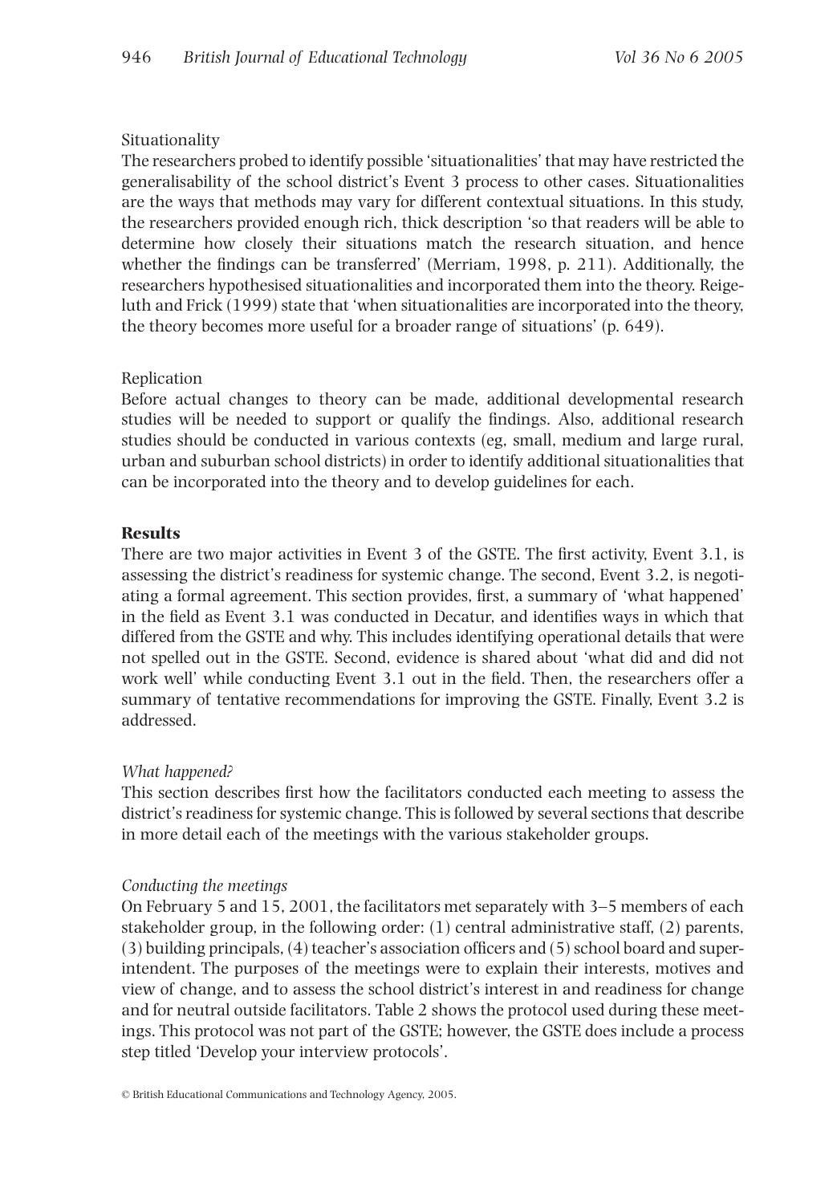Situationality

The researchers probed to identify possible 'situationalities' that may have restricted the generalisability of the school district's Event 3 process to other cases. Situationalities are the ways that methods may vary for different contextual situations. In this study, the researchers provided enough rich, thick description 'so that readers will be able to determine how closely their situations match the research situation, and hence whether the findings can be transferred' (Merriam, 1998, p. 211). Additionally, the researchers hypothesised situationalities and incorporated them into the theory. Reigeluth and Frick (1999) state that 'when situationalities are incorporated into the theory, the theory becomes more useful for a broader range of situations' (p. 649).

Replication

Before actual changes to theory can be made, additional developmental research studies will be needed to support or qualify the findings. Also, additional research studies should be conducted in various contexts (eg, small, medium and large rural, urban and suburban school districts) in order to identify additional situationalities that can be incorporated into the theory and to develop guidelines for each.

## Results

There are two major activities in Event 3 of the GSTE. The first activity, Event 3.1, is assessing the district's readiness for systemic change. The second, Event 3.2, is negotiating a formal agreement. This section provides, first, a summary of 'what happened' in the field as Event 3.1 was conducted in Decatur, and identifies ways in which that differed from the GSTE and why. This includes identifying operational details that were not spelled out in the GSTE. Second, evidence is shared about 'what did and did not work well' while conducting Event 3.1 out in the field. Then, the researchers offer a summary of tentative recommendations for improving the GSTE. Finally, Event 3.2 is addressed.

*What happened?*

This section describes first how the facilitators conducted each meeting to assess the district's readiness for systemic change. This is followed by several sections that describe in more detail each of the meetings with the various stakeholder groups.

*Conducting the meetings*

On February 5 and 15, 2001, the facilitators met separately with 3–5 members of each stakeholder group, in the following order: (1) central administrative staff, (2) parents, (3) building principals, (4) teacher's association officers and (5) school board and superintendent. The purposes of the meetings were to explain their interests, motives and view of change, and to assess the school district's interest in and readiness for change and for neutral outside facilitators. Table 2 shows the protocol used during these meetings. This protocol was not part of the GSTE; however, the GSTE does include a process step titled 'Develop your interview protocols'.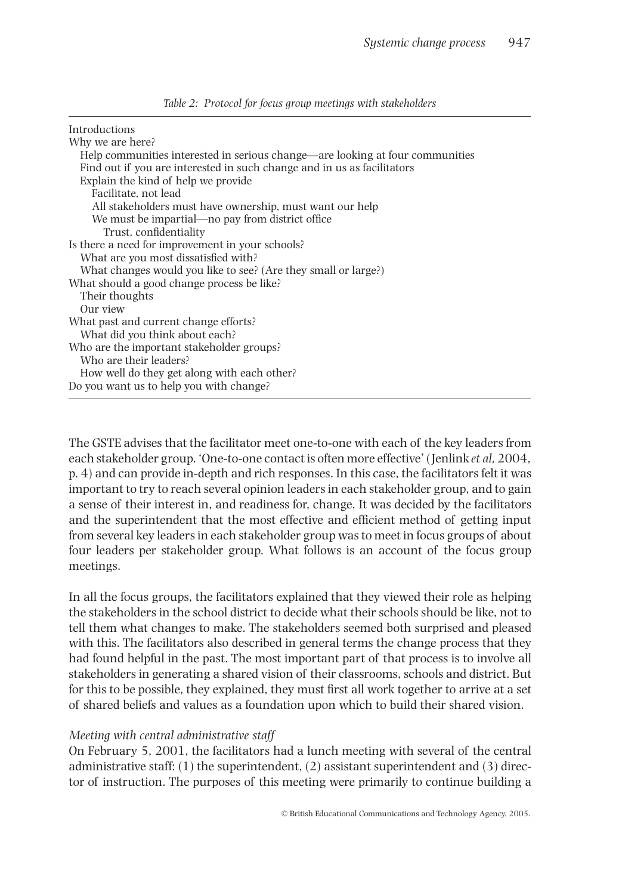*Table 2: Protocol for focus group meetings with stakeholders*

Introductions
Why we are here?
- Help communities interested in serious change—are looking at four communities
- Find out if you are interested in such change and in us as facilitators
- Explain the kind of help we provide
  - Facilitate, not lead
  - All stakeholders must have ownership, must want our help
  - We must be impartial—no pay from district office
    - Trust, confidentiality

Is there a need for improvement in your schools?
- What are you most dissatisfied with?
- What changes would you like to see? (Are they small or large?)

What should a good change process be like?
- Their thoughts
- Our view

What past and current change efforts?
- What did you think about each?

Who are the important stakeholder groups?
- Who are their leaders?
- How well do they get along with each other?

Do you want us to help you with change?

The GSTE advises that the facilitator meet one-to-one with each of the key leaders from each stakeholder group. 'One-to-one contact is often more effective' (Jenlink *et al*, 2004, p. 4) and can provide in-depth and rich responses. In this case, the facilitators felt it was important to try to reach several opinion leaders in each stakeholder group, and to gain a sense of their interest in, and readiness for, change. It was decided by the facilitators and the superintendent that the most effective and efficient method of getting input from several key leaders in each stakeholder group was to meet in focus groups of about four leaders per stakeholder group. What follows is an account of the focus group meetings.

In all the focus groups, the facilitators explained that they viewed their role as helping the stakeholders in the school district to decide what their schools should be like, not to tell them what changes to make. The stakeholders seemed both surprised and pleased with this. The facilitators also described in general terms the change process that they had found helpful in the past. The most important part of that process is to involve all stakeholders in generating a shared vision of their classrooms, schools and district. But for this to be possible, they explained, they must first all work together to arrive at a set of shared beliefs and values as a foundation upon which to build their shared vision.

*Meeting with central administrative staff*

On February 5, 2001, the facilitators had a lunch meeting with several of the central administrative staff: (1) the superintendent, (2) assistant superintendent and (3) director of instruction. The purposes of this meeting were primarily to continue building a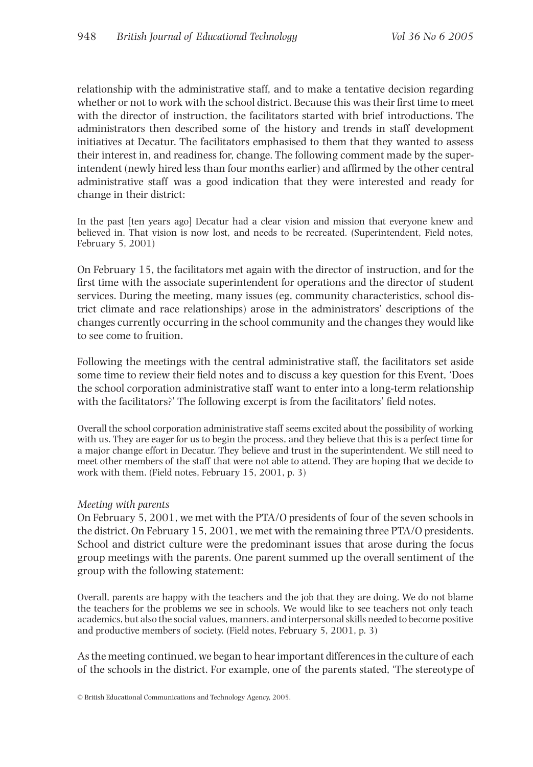relationship with the administrative staff, and to make a tentative decision regarding whether or not to work with the school district. Because this was their first time to meet with the director of instruction, the facilitators started with brief introductions. The administrators then described some of the history and trends in staff development initiatives at Decatur. The facilitators emphasised to them that they wanted to assess their interest in, and readiness for, change. The following comment made by the superintendent (newly hired less than four months earlier) and affirmed by the other central administrative staff was a good indication that they were interested and ready for change in their district:

> In the past [ten years ago] Decatur had a clear vision and mission that everyone knew and believed in. That vision is now lost, and needs to be recreated. (Superintendent, Field notes, February 5, 2001)

On February 15, the facilitators met again with the director of instruction, and for the first time with the associate superintendent for operations and the director of student services. During the meeting, many issues (eg, community characteristics, school district climate and race relationships) arose in the administrators' descriptions of the changes currently occurring in the school community and the changes they would like to see come to fruition.

Following the meetings with the central administrative staff, the facilitators set aside some time to review their field notes and to discuss a key question for this Event, 'Does the school corporation administrative staff want to enter into a long-term relationship with the facilitators?' The following excerpt is from the facilitators' field notes.

> Overall the school corporation administrative staff seems excited about the possibility of working with us. They are eager for us to begin the process, and they believe that this is a perfect time for a major change effort in Decatur. They believe and trust in the superintendent. We still need to meet other members of the staff that were not able to attend. They are hoping that we decide to work with them. (Field notes, February 15, 2001, p. 3)

*Meeting with parents*

On February 5, 2001, we met with the PTA/O presidents of four of the seven schools in the district. On February 15, 2001, we met with the remaining three PTA/O presidents. School and district culture were the predominant issues that arose during the focus group meetings with the parents. One parent summed up the overall sentiment of the group with the following statement:

> Overall, parents are happy with the teachers and the job that they are doing. We do not blame the teachers for the problems we see in schools. We would like to see teachers not only teach academics, but also the social values, manners, and interpersonal skills needed to become positive and productive members of society. (Field notes, February 5, 2001, p. 3)

As the meeting continued, we began to hear important differences in the culture of each of the schools in the district. For example, one of the parents stated, 'The stereotype of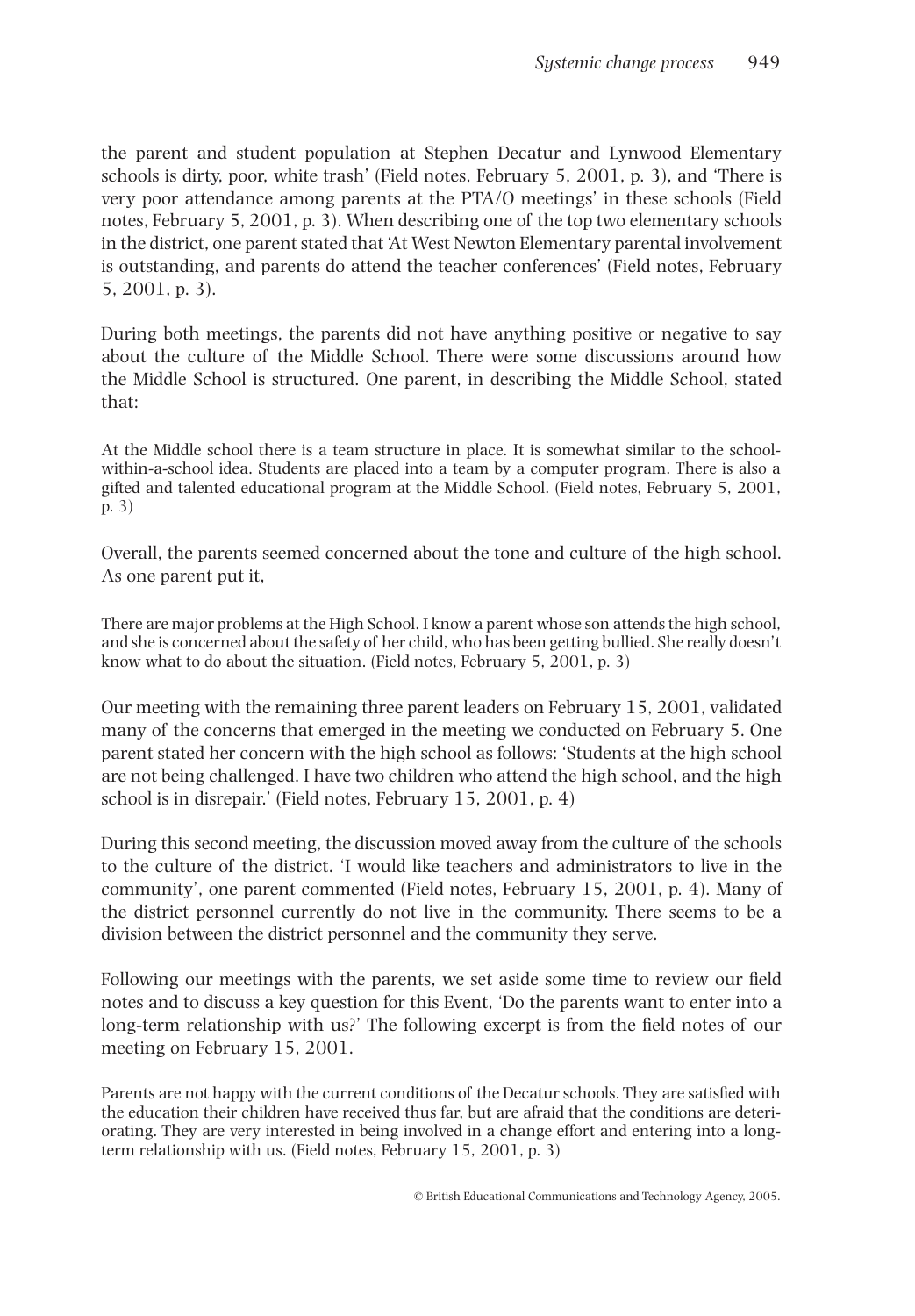the parent and student population at Stephen Decatur and Lynwood Elementary schools is dirty, poor, white trash' (Field notes, February 5, 2001, p. 3), and 'There is very poor attendance among parents at the PTA/O meetings' in these schools (Field notes, February 5, 2001, p. 3). When describing one of the top two elementary schools in the district, one parent stated that 'At West Newton Elementary parental involvement is outstanding, and parents do attend the teacher conferences' (Field notes, February 5, 2001, p. 3).

During both meetings, the parents did not have anything positive or negative to say about the culture of the Middle School. There were some discussions around how the Middle School is structured. One parent, in describing the Middle School, stated that:

> At the Middle school there is a team structure in place. It is somewhat similar to the school-within-a-school idea. Students are placed into a team by a computer program. There is also a gifted and talented educational program at the Middle School. (Field notes, February 5, 2001, p. 3)

Overall, the parents seemed concerned about the tone and culture of the high school. As one parent put it,

> There are major problems at the High School. I know a parent whose son attends the high school, and she is concerned about the safety of her child, who has been getting bullied. She really doesn't know what to do about the situation. (Field notes, February 5, 2001, p. 3)

Our meeting with the remaining three parent leaders on February 15, 2001, validated many of the concerns that emerged in the meeting we conducted on February 5. One parent stated her concern with the high school as follows: 'Students at the high school are not being challenged. I have two children who attend the high school, and the high school is in disrepair.' (Field notes, February 15, 2001, p. 4)

During this second meeting, the discussion moved away from the culture of the schools to the culture of the district. 'I would like teachers and administrators to live in the community', one parent commented (Field notes, February 15, 2001, p. 4). Many of the district personnel currently do not live in the community. There seems to be a division between the district personnel and the community they serve.

Following our meetings with the parents, we set aside some time to review our field notes and to discuss a key question for this Event, 'Do the parents want to enter into a long-term relationship with us?' The following excerpt is from the field notes of our meeting on February 15, 2001.

> Parents are not happy with the current conditions of the Decatur schools. They are satisfied with the education their children have received thus far, but are afraid that the conditions are deteriorating. They are very interested in being involved in a change effort and entering into a long-term relationship with us. (Field notes, February 15, 2001, p. 3)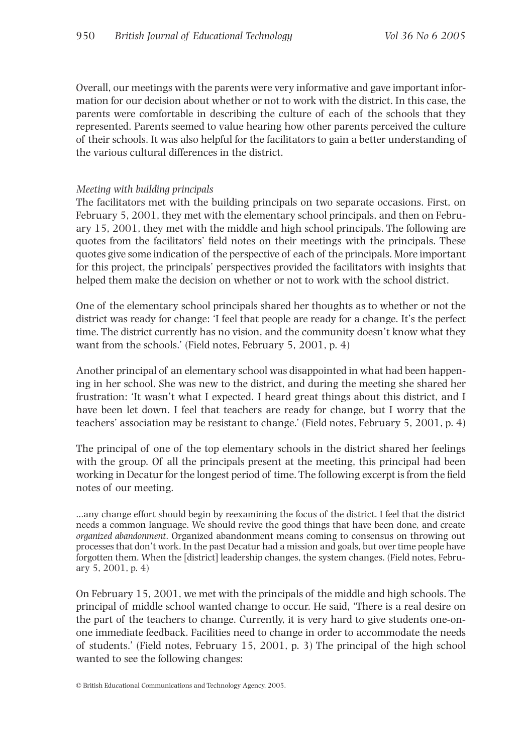Overall, our meetings with the parents were very informative and gave important information for our decision about whether or not to work with the district. In this case, the parents were comfortable in describing the culture of each of the schools that they represented. Parents seemed to value hearing how other parents perceived the culture of their schools. It was also helpful for the facilitators to gain a better understanding of the various cultural differences in the district.

*Meeting with building principals*

The facilitators met with the building principals on two separate occasions. First, on February 5, 2001, they met with the elementary school principals, and then on February 15, 2001, they met with the middle and high school principals. The following are quotes from the facilitators' field notes on their meetings with the principals. These quotes give some indication of the perspective of each of the principals. More important for this project, the principals' perspectives provided the facilitators with insights that helped them make the decision on whether or not to work with the school district.

One of the elementary school principals shared her thoughts as to whether or not the district was ready for change: 'I feel that people are ready for a change. It's the perfect time. The district currently has no vision, and the community doesn't know what they want from the schools.' (Field notes, February 5, 2001, p. 4)

Another principal of an elementary school was disappointed in what had been happening in her school. She was new to the district, and during the meeting she shared her frustration: 'It wasn't what I expected. I heard great things about this district, and I have been let down. I feel that teachers are ready for change, but I worry that the teachers' association may be resistant to change.' (Field notes, February 5, 2001, p. 4)

The principal of one of the top elementary schools in the district shared her feelings with the group. Of all the principals present at the meeting, this principal had been working in Decatur for the longest period of time. The following excerpt is from the field notes of our meeting.

> ...any change effort should begin by reexamining the focus of the district. I feel that the district needs a common language. We should revive the good things that have been done, and create *organized abandonment*. Organized abandonment means coming to consensus on throwing out processes that don't work. In the past Decatur had a mission and goals, but over time people have forgotten them. When the [district] leadership changes, the system changes. (Field notes, February 5, 2001, p. 4)

On February 15, 2001, we met with the principals of the middle and high schools. The principal of middle school wanted change to occur. He said, 'There is a real desire on the part of the teachers to change. Currently, it is very hard to give students one-on-one immediate feedback. Facilities need to change in order to accommodate the needs of students.' (Field notes, February 15, 2001, p. 3) The principal of the high school wanted to see the following changes: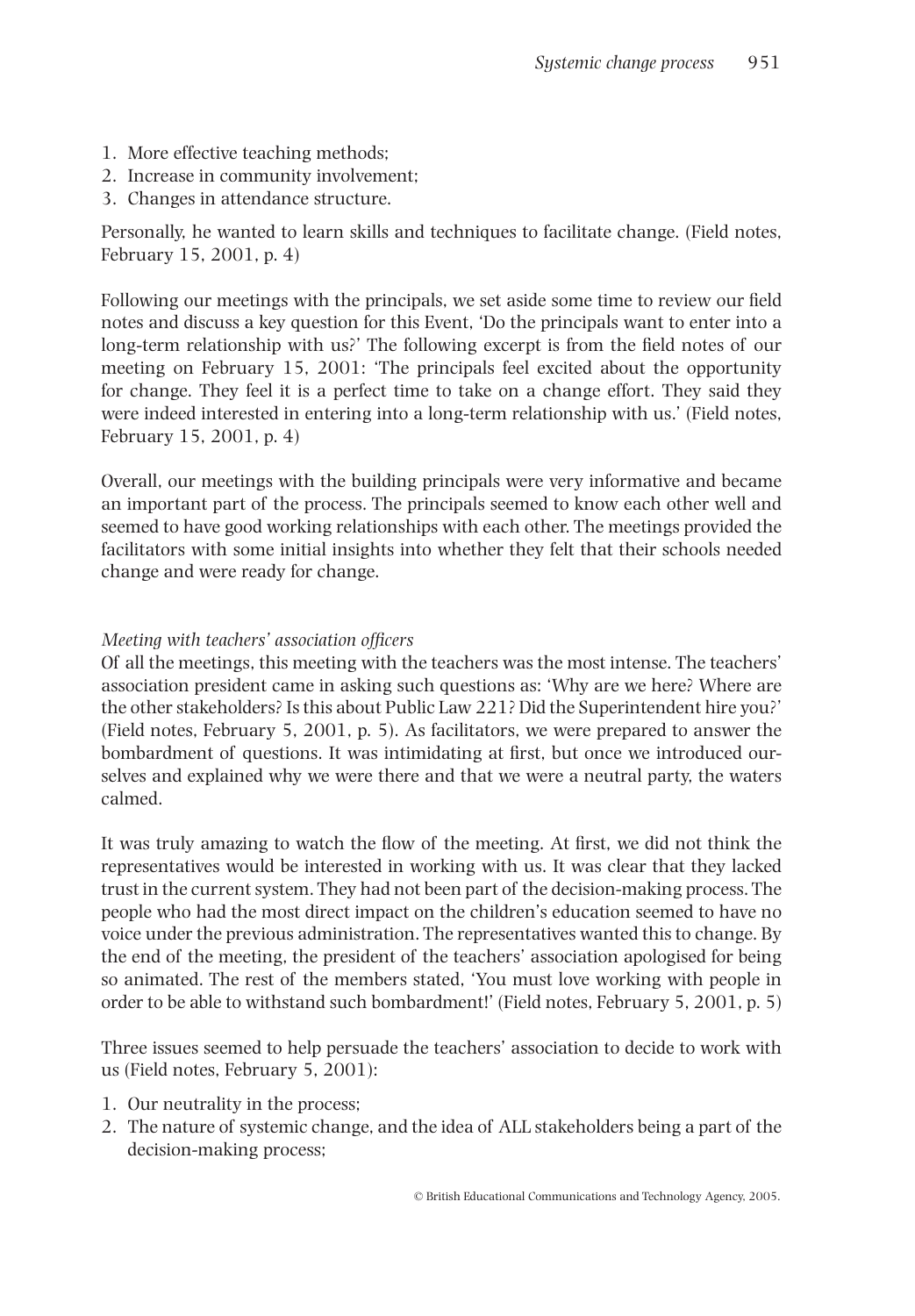1. More effective teaching methods;
2. Increase in community involvement;
3. Changes in attendance structure.

Personally, he wanted to learn skills and techniques to facilitate change. (Field notes, February 15, 2001, p. 4)

Following our meetings with the principals, we set aside some time to review our field notes and discuss a key question for this Event, 'Do the principals want to enter into a long-term relationship with us?' The following excerpt is from the field notes of our meeting on February 15, 2001: 'The principals feel excited about the opportunity for change. They feel it is a perfect time to take on a change effort. They said they were indeed interested in entering into a long-term relationship with us.' (Field notes, February 15, 2001, p. 4)

Overall, our meetings with the building principals were very informative and became an important part of the process. The principals seemed to know each other well and seemed to have good working relationships with each other. The meetings provided the facilitators with some initial insights into whether they felt that their schools needed change and were ready for change.

*Meeting with teachers' association officers*

Of all the meetings, this meeting with the teachers was the most intense. The teachers' association president came in asking such questions as: 'Why are we here? Where are the other stakeholders? Is this about Public Law 221? Did the Superintendent hire you?' (Field notes, February 5, 2001, p. 5). As facilitators, we were prepared to answer the bombardment of questions. It was intimidating at first, but once we introduced ourselves and explained why we were there and that we were a neutral party, the waters calmed.

It was truly amazing to watch the flow of the meeting. At first, we did not think the representatives would be interested in working with us. It was clear that they lacked trust in the current system. They had not been part of the decision-making process. The people who had the most direct impact on the children's education seemed to have no voice under the previous administration. The representatives wanted this to change. By the end of the meeting, the president of the teachers' association apologised for being so animated. The rest of the members stated, 'You must love working with people in order to be able to withstand such bombardment!' (Field notes, February 5, 2001, p. 5)

Three issues seemed to help persuade the teachers' association to decide to work with us (Field notes, February 5, 2001):

1. Our neutrality in the process;
2. The nature of systemic change, and the idea of ALL stakeholders being a part of the decision-making process;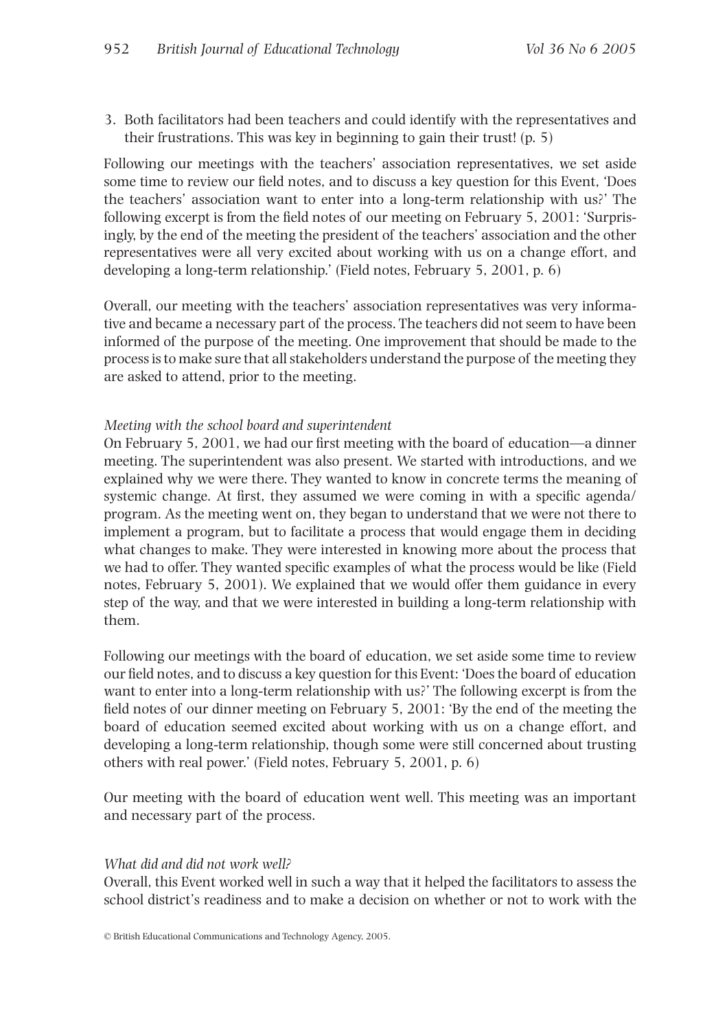3. Both facilitators had been teachers and could identify with the representatives and their frustrations. This was key in beginning to gain their trust! (p. 5)

Following our meetings with the teachers' association representatives, we set aside some time to review our field notes, and to discuss a key question for this Event, 'Does the teachers' association want to enter into a long-term relationship with us?' The following excerpt is from the field notes of our meeting on February 5, 2001: 'Surprisingly, by the end of the meeting the president of the teachers' association and the other representatives were all very excited about working with us on a change effort, and developing a long-term relationship.' (Field notes, February 5, 2001, p. 6)

Overall, our meeting with the teachers' association representatives was very informative and became a necessary part of the process. The teachers did not seem to have been informed of the purpose of the meeting. One improvement that should be made to the process is to make sure that all stakeholders understand the purpose of the meeting they are asked to attend, prior to the meeting.

*Meeting with the school board and superintendent*

On February 5, 2001, we had our first meeting with the board of education—a dinner meeting. The superintendent was also present. We started with introductions, and we explained why we were there. They wanted to know in concrete terms the meaning of systemic change. At first, they assumed we were coming in with a specific agenda/ program. As the meeting went on, they began to understand that we were not there to implement a program, but to facilitate a process that would engage them in deciding what changes to make. They were interested in knowing more about the process that we had to offer. They wanted specific examples of what the process would be like (Field notes, February 5, 2001). We explained that we would offer them guidance in every step of the way, and that we were interested in building a long-term relationship with them.

Following our meetings with the board of education, we set aside some time to review our field notes, and to discuss a key question for this Event: 'Does the board of education want to enter into a long-term relationship with us?' The following excerpt is from the field notes of our dinner meeting on February 5, 2001: 'By the end of the meeting the board of education seemed excited about working with us on a change effort, and developing a long-term relationship, though some were still concerned about trusting others with real power.' (Field notes, February 5, 2001, p. 6)

Our meeting with the board of education went well. This meeting was an important and necessary part of the process.

*What did and did not work well?*

Overall, this Event worked well in such a way that it helped the facilitators to assess the school district's readiness and to make a decision on whether or not to work with the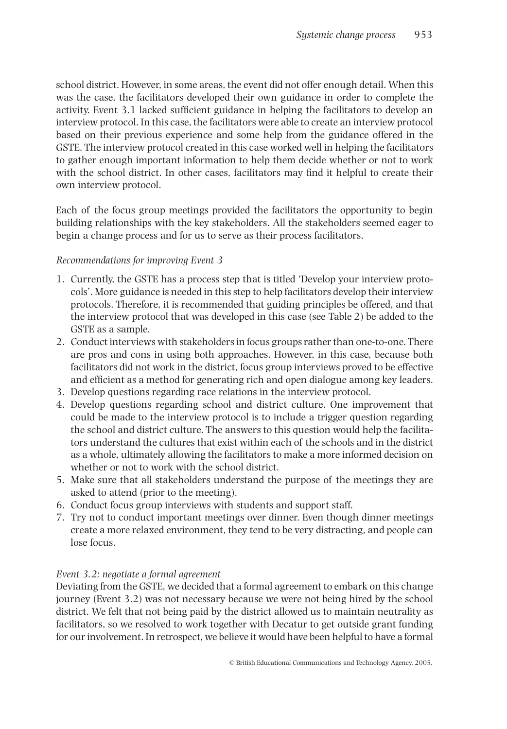school district. However, in some areas, the event did not offer enough detail. When this was the case, the facilitators developed their own guidance in order to complete the activity. Event 3.1 lacked sufficient guidance in helping the facilitators to develop an interview protocol. In this case, the facilitators were able to create an interview protocol based on their previous experience and some help from the guidance offered in the GSTE. The interview protocol created in this case worked well in helping the facilitators to gather enough important information to help them decide whether or not to work with the school district. In other cases, facilitators may find it helpful to create their own interview protocol.

Each of the focus group meetings provided the facilitators the opportunity to begin building relationships with the key stakeholders. All the stakeholders seemed eager to begin a change process and for us to serve as their process facilitators.

*Recommendations for improving Event 3*

1. Currently, the GSTE has a process step that is titled 'Develop your interview protocols'. More guidance is needed in this step to help facilitators develop their interview protocols. Therefore, it is recommended that guiding principles be offered, and that the interview protocol that was developed in this case (see Table 2) be added to the GSTE as a sample.
2. Conduct interviews with stakeholders in focus groups rather than one-to-one. There are pros and cons in using both approaches. However, in this case, because both facilitators did not work in the district, focus group interviews proved to be effective and efficient as a method for generating rich and open dialogue among key leaders.
3. Develop questions regarding race relations in the interview protocol.
4. Develop questions regarding school and district culture. One improvement that could be made to the interview protocol is to include a trigger question regarding the school and district culture. The answers to this question would help the facilitators understand the cultures that exist within each of the schools and in the district as a whole, ultimately allowing the facilitators to make a more informed decision on whether or not to work with the school district.
5. Make sure that all stakeholders understand the purpose of the meetings they are asked to attend (prior to the meeting).
6. Conduct focus group interviews with students and support staff.
7. Try not to conduct important meetings over dinner. Even though dinner meetings create a more relaxed environment, they tend to be very distracting, and people can lose focus.

*Event 3.2: negotiate a formal agreement*

Deviating from the GSTE, we decided that a formal agreement to embark on this change journey (Event 3.2) was not necessary because we were not being hired by the school district. We felt that not being paid by the district allowed us to maintain neutrality as facilitators, so we resolved to work together with Decatur to get outside grant funding for our involvement. In retrospect, we believe it would have been helpful to have a formal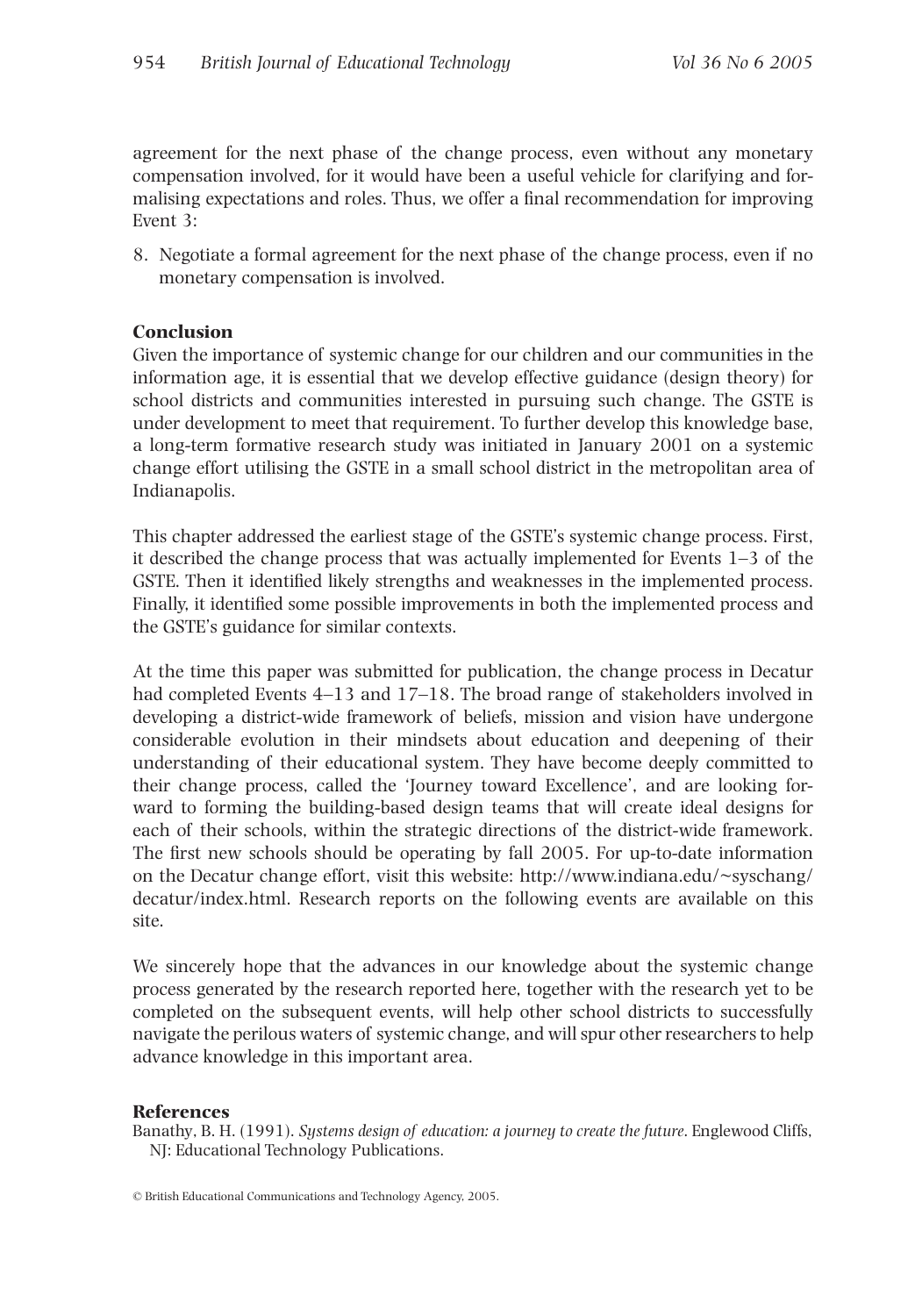agreement for the next phase of the change process, even without any monetary compensation involved, for it would have been a useful vehicle for clarifying and formalising expectations and roles. Thus, we offer a final recommendation for improving Event 3:

8. Negotiate a formal agreement for the next phase of the change process, even if no monetary compensation is involved.

## Conclusion

Given the importance of systemic change for our children and our communities in the information age, it is essential that we develop effective guidance (design theory) for school districts and communities interested in pursuing such change. The GSTE is under development to meet that requirement. To further develop this knowledge base, a long-term formative research study was initiated in January 2001 on a systemic change effort utilising the GSTE in a small school district in the metropolitan area of Indianapolis.

This chapter addressed the earliest stage of the GSTE's systemic change process. First, it described the change process that was actually implemented for Events 1–3 of the GSTE. Then it identified likely strengths and weaknesses in the implemented process. Finally, it identified some possible improvements in both the implemented process and the GSTE's guidance for similar contexts.

At the time this paper was submitted for publication, the change process in Decatur had completed Events 4–13 and 17–18. The broad range of stakeholders involved in developing a district-wide framework of beliefs, mission and vision have undergone considerable evolution in their mindsets about education and deepening of their understanding of their educational system. They have become deeply committed to their change process, called the 'Journey toward Excellence', and are looking forward to forming the building-based design teams that will create ideal designs for each of their schools, within the strategic directions of the district-wide framework. The first new schools should be operating by fall 2005. For up-to-date information on the Decatur change effort, visit this website: http://www.indiana.edu/~syschang/decatur/index.html. Research reports on the following events are available on this site.

We sincerely hope that the advances in our knowledge about the systemic change process generated by the research reported here, together with the research yet to be completed on the subsequent events, will help other school districts to successfully navigate the perilous waters of systemic change, and will spur other researchers to help advance knowledge in this important area.

## References

Banathy, B. H. (1991). *Systems design of education: a journey to create the future*. Englewood Cliffs, NJ: Educational Technology Publications.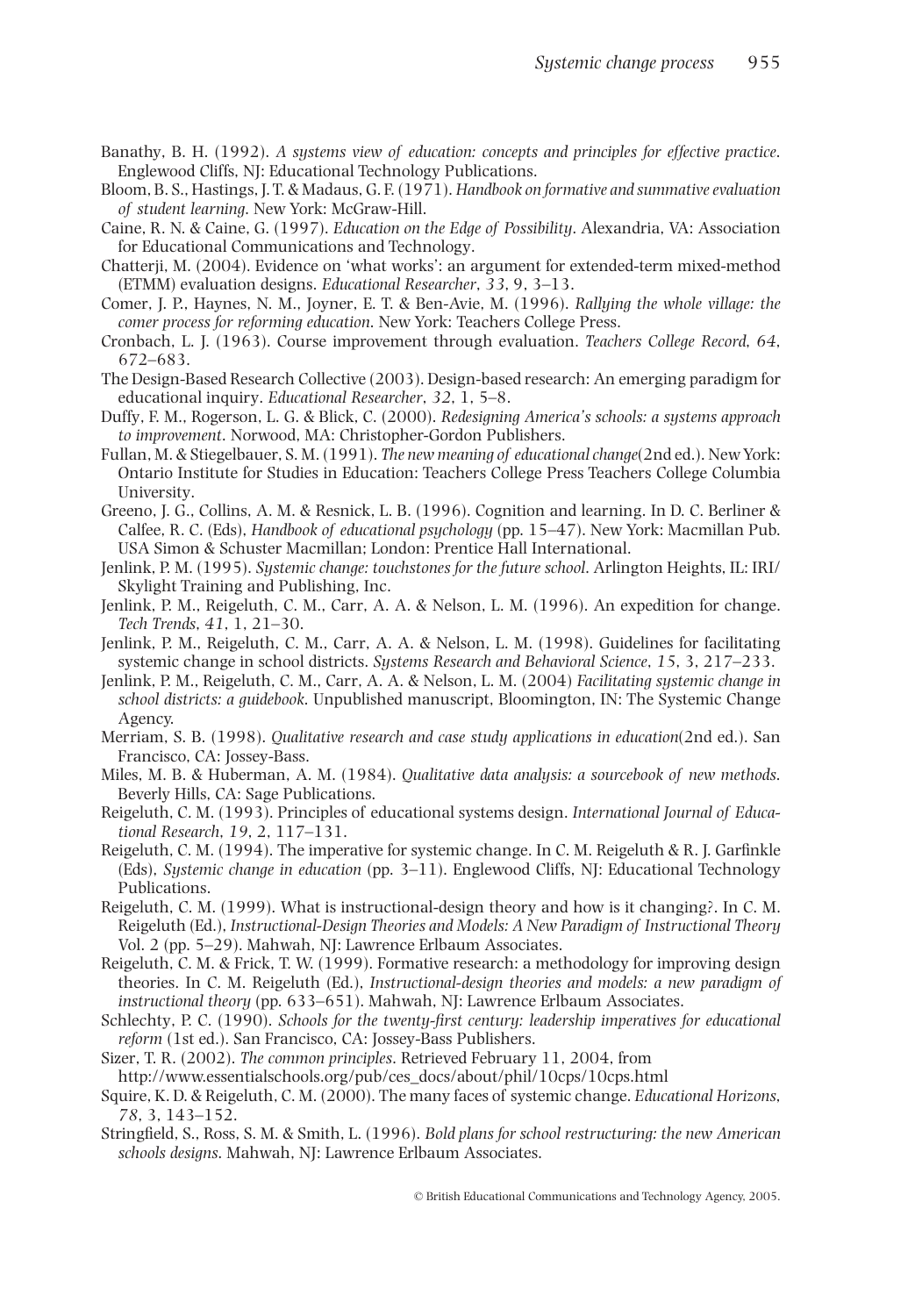Banathy, B. H. (1992). *A systems view of education: concepts and principles for effective practice*. Englewood Cliffs, NJ: Educational Technology Publications.

Bloom, B. S., Hastings, J. T. & Madaus, G. F. (1971). *Handbook on formative and summative evaluation of student learning*. New York: McGraw-Hill.

Caine, R. N. & Caine, G. (1997). *Education on the Edge of Possibility*. Alexandria, VA: Association for Educational Communications and Technology.

Chatterji, M. (2004). Evidence on 'what works': an argument for extended-term mixed-method (ETMM) evaluation designs. *Educational Researcher*, *33*, 9, 3–13.

Comer, J. P., Haynes, N. M., Joyner, E. T. & Ben-Avie, M. (1996). *Rallying the whole village: the comer process for reforming education*. New York: Teachers College Press.

Cronbach, L. J. (1963). Course improvement through evaluation. *Teachers College Record*, *64*, 672–683.

The Design-Based Research Collective (2003). Design-based research: An emerging paradigm for educational inquiry. *Educational Researcher*, *32*, 1, 5–8.

Duffy, F. M., Rogerson, L. G. & Blick, C. (2000). *Redesigning America's schools: a systems approach to improvement*. Norwood, MA: Christopher-Gordon Publishers.

Fullan, M. & Stiegelbauer, S. M. (1991). *The new meaning of educational change*(2nd ed.). New York: Ontario Institute for Studies in Education: Teachers College Press Teachers College Columbia University.

Greeno, J. G., Collins, A. M. & Resnick, L. B. (1996). Cognition and learning. In D. C. Berliner & Calfee, R. C. (Eds), *Handbook of educational psychology* (pp. 15–47). New York: Macmillan Pub. USA Simon & Schuster Macmillan; London: Prentice Hall International.

Jenlink, P. M. (1995). *Systemic change: touchstones for the future school*. Arlington Heights, IL: IRI/Skylight Training and Publishing, Inc.

Jenlink, P. M., Reigeluth, C. M., Carr, A. A. & Nelson, L. M. (1996). An expedition for change. *Tech Trends*, *41*, 1, 21–30.

Jenlink, P. M., Reigeluth, C. M., Carr, A. A. & Nelson, L. M. (1998). Guidelines for facilitating systemic change in school districts. *Systems Research and Behavioral Science*, *15*, 3, 217–233.

Jenlink, P. M., Reigeluth, C. M., Carr, A. A. & Nelson, L. M. (2004) *Facilitating systemic change in school districts: a guidebook*. Unpublished manuscript, Bloomington, IN: The Systemic Change Agency.

Merriam, S. B. (1998). *Qualitative research and case study applications in education*(2nd ed.). San Francisco, CA: Jossey-Bass.

Miles, M. B. & Huberman, A. M. (1984). *Qualitative data analysis: a sourcebook of new methods*. Beverly Hills, CA: Sage Publications.

Reigeluth, C. M. (1993). Principles of educational systems design. *International Journal of Educational Research*, *19*, 2, 117–131.

Reigeluth, C. M. (1994). The imperative for systemic change. In C. M. Reigeluth & R. J. Garfinkle (Eds), *Systemic change in education* (pp. 3–11). Englewood Cliffs, NJ: Educational Technology Publications.

Reigeluth, C. M. (1999). What is instructional-design theory and how is it changing?. In C. M. Reigeluth (Ed.), *Instructional-Design Theories and Models: A New Paradigm of Instructional Theory* Vol. 2 (pp. 5–29). Mahwah, NJ: Lawrence Erlbaum Associates.

Reigeluth, C. M. & Frick, T. W. (1999). Formative research: a methodology for improving design theories. In C. M. Reigeluth (Ed.), *Instructional-design theories and models: a new paradigm of instructional theory* (pp. 633–651). Mahwah, NJ: Lawrence Erlbaum Associates.

Schlechty, P. C. (1990). *Schools for the twenty-first century: leadership imperatives for educational reform* (1st ed.). San Francisco, CA: Jossey-Bass Publishers.

Sizer, T. R. (2002). *The common principles*. Retrieved February 11, 2004, from http://www.essentialschools.org/pub/ces_docs/about/phil/10cps/10cps.html

Squire, K. D. & Reigeluth, C. M. (2000). The many faces of systemic change. *Educational Horizons*, *78*, 3, 143–152.

Stringfield, S., Ross, S. M. & Smith, L. (1996). *Bold plans for school restructuring: the new American schools designs*. Mahwah, NJ: Lawrence Erlbaum Associates.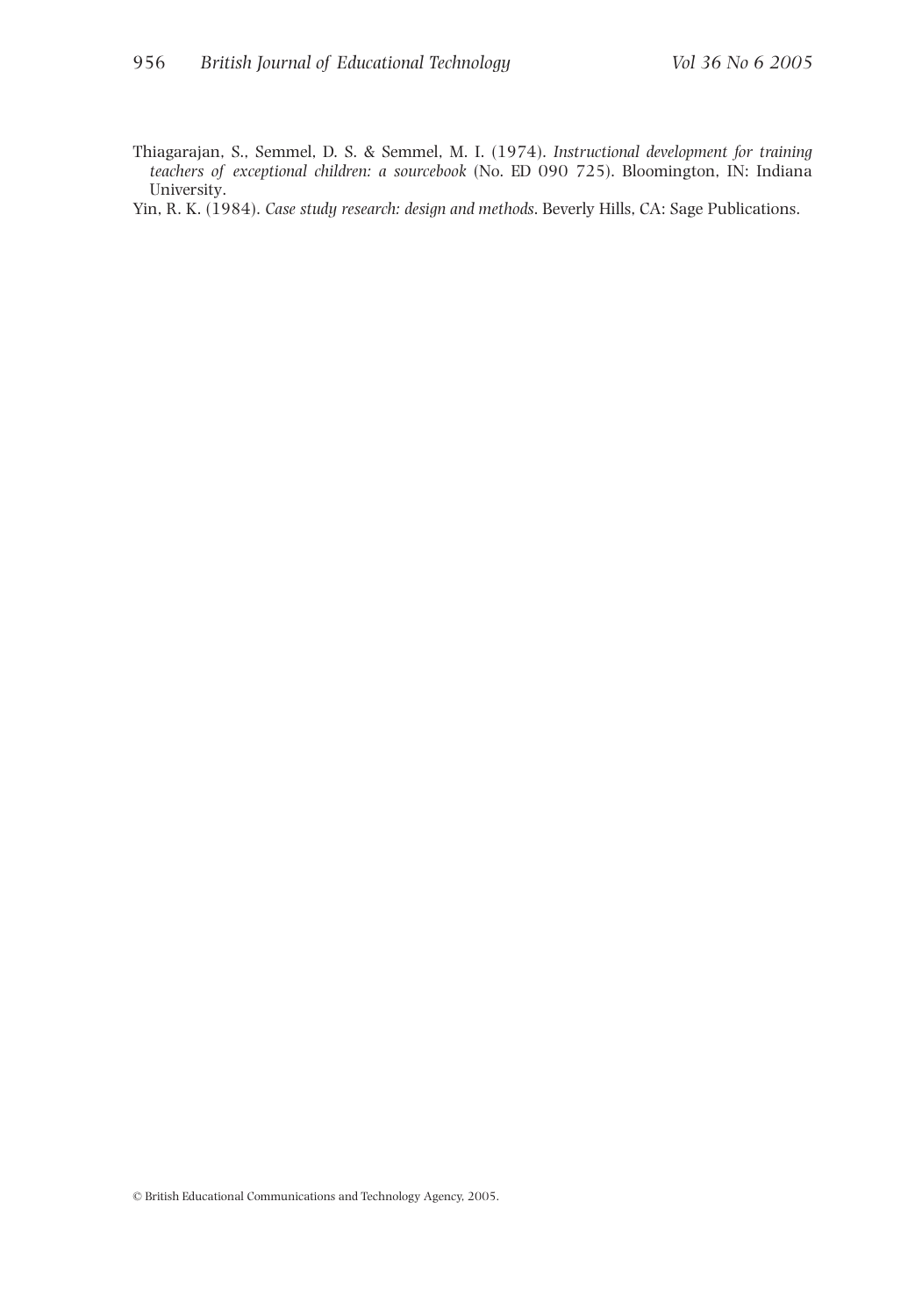Thiagarajan, S., Semmel, D. S. & Semmel, M. I. (1974). *Instructional development for training teachers of exceptional children: a sourcebook* (No. ED 090 725). Bloomington, IN: Indiana University.

Yin, R. K. (1984). *Case study research: design and methods*. Beverly Hills, CA: Sage Publications.

© British Educational Communications and Technology Agency, 2005.